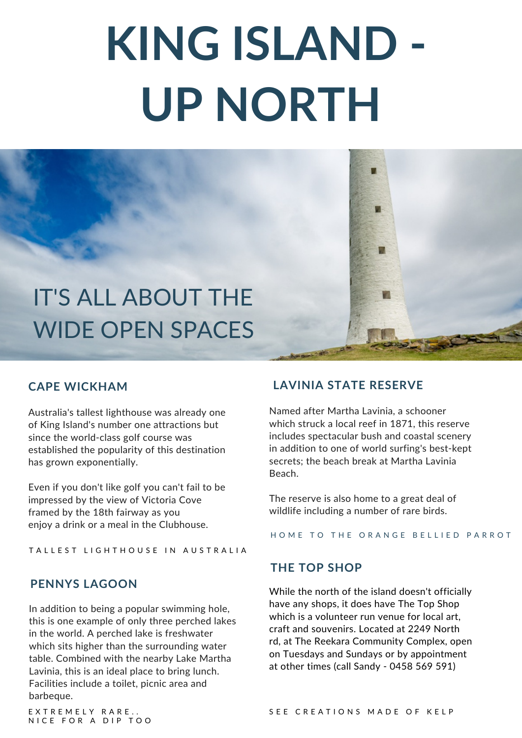# KING ISLAND - UP NORTH

## IT'S ALL ABOUT THE WIDE OPEN SPACES

### CAPE WICKHAM

Australia's tallest lighthouse was already one of King Island's number one attractions but since the world-class golf course was established the popularity of this destination has grown exponentially.

Even if you don't like golf you can't fail to be impressed by the view of Victoria Cove framed by the 18th fairway as you enjoy a drink or a meal in the Clubhouse.

TALLEST LIGHTHOUSE IN AUSTRALIA

### PENNYS LAGOON

In addition to being a popular swimming hole, this is one example of only three perched lakes in the world. A perched lake is freshwater which sits higher than the surrounding water table. Combined with the nearby Lake Martha Lavinia, this is an ideal place to bring lunch. Facilities include a toilet, picnic area and barbeque.

EXTREMELY RARE..
NICE FOR A DIP TOO

### LAVINIA STATE RESERVE

Named after Martha Lavinia, a schooner which struck a local reef in 1871, this reserve includes spectacular bush and coastal scenery in addition to one of world surfing's best-kept secrets; the beach break at Martha Lavinia Beach.

The reserve is also home to a great deal of wildlife including a number of rare birds.

HOME TO THE ORANGE BELLIED PARROT

### THE TOP SHOP

While the north of the island doesn't officially have any shops, it does have The Top Shop which is a volunteer run venue for local art, craft and souvenirs. Located at 2249 North rd, at The Reekara Community Complex, open on Tuesdays and Sundays or by appointment at other times (call Sandy - 0458 569 591)

SEE CREATIONS MADE OF KELP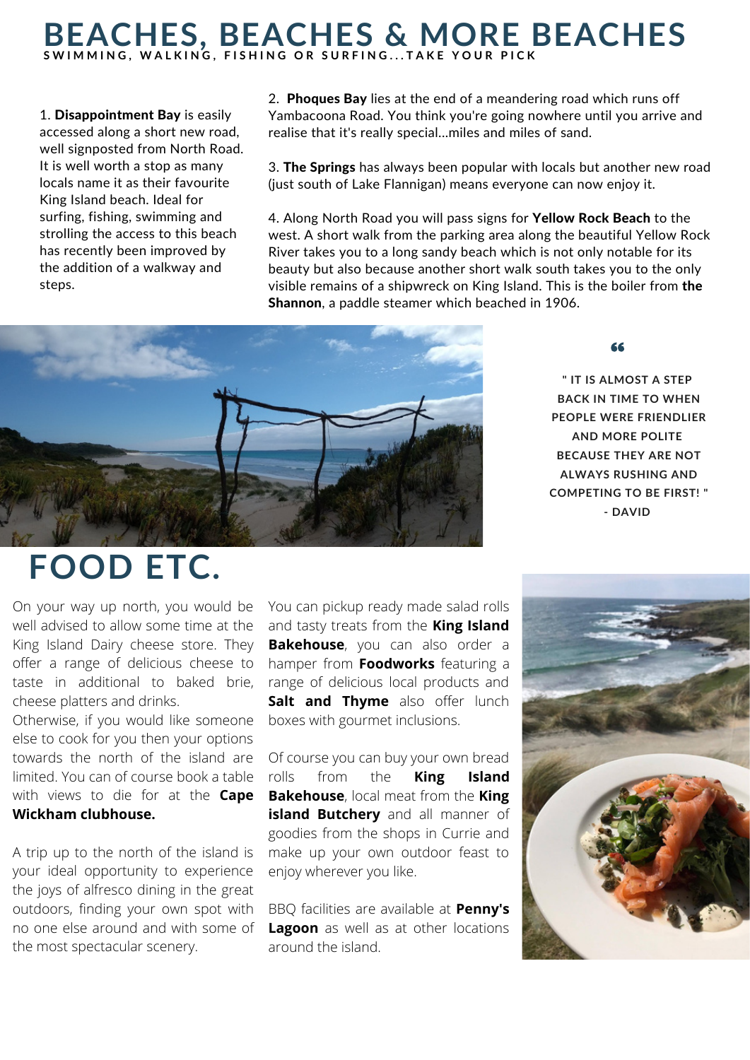# BEACHES, BEACHES & MORE BEACHES

SWIMMING, WALKING, FISHING OR SURFING...TAKE YOUR PICK

1. **Disappointment Bay** is easily accessed along a short new road, well signposted from North Road. It is well worth a stop as many locals name it as their favourite King Island beach. Ideal for surfing, fishing, swimming and strolling the access to this beach has recently been improved by the addition of a walkway and steps.

2. **Phoques Bay** lies at the end of a meandering road which runs off Yambacoona Road. You think you're going nowhere until you arrive and realise that it's really special...miles and miles of sand.

3. **The Springs** has always been popular with locals but another new road (just south of Lake Flannigan) means everyone can now enjoy it.

4. Along North Road you will pass signs for **Yellow Rock Beach** to the west. A short walk from the parking area along the beautiful Yellow Rock River takes you to a long sandy beach which is not only notable for its beauty but also because another short walk south takes you to the only visible remains of a shipwreck on King Island. This is the boiler from **the Shannon**, a paddle steamer which beached in 1906.

> " IT IS ALMOST A STEP BACK IN TIME TO WHEN PEOPLE WERE FRIENDLIER AND MORE POLITE BECAUSE THEY ARE NOT ALWAYS RUSHING AND COMPETING TO BE FIRST! "
>
> - DAVID

# FOOD ETC.

On your way up north, you would be well advised to allow some time at the King Island Dairy cheese store. They offer a range of delicious cheese to taste in additional to baked brie, cheese platters and drinks.
Otherwise, if you would like someone else to cook for you then your options towards the north of the island are limited. You can of course book a table with views to die for at the **Cape Wickham clubhouse.**

A trip up to the north of the island is your ideal opportunity to experience the joys of alfresco dining in the great outdoors, finding your own spot with no one else around and with some of the most spectacular scenery.

You can pickup ready made salad rolls and tasty treats from the **King Island Bakehouse**, you can also order a hamper from **Foodworks** featuring a range of delicious local products and **Salt and Thyme** also offer lunch boxes with gourmet inclusions.

Of course you can buy your own bread rolls from the **King Island Bakehouse**, local meat from the **King island Butchery** and all manner of goodies from the shops in Currie and make up your own outdoor feast to enjoy wherever you like.

BBQ facilities are available at **Penny's Lagoon** as well as at other locations around the island.